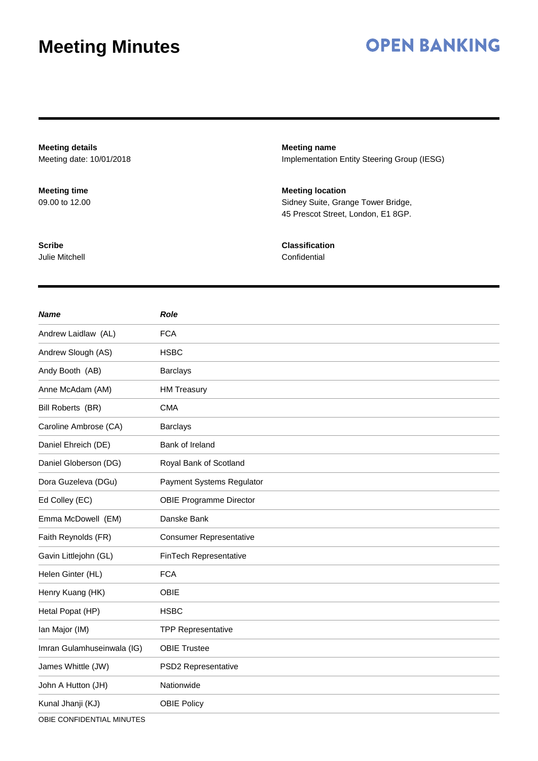# Meeting Minutes

**OPEN BANKING**

**Meeting details**
Meeting date: 10/01/2018

**Meeting name**
Implementation Entity Steering Group (IESG)

**Meeting time**
09.00 to 12.00

**Meeting location**
Sidney Suite, Grange Tower Bridge,
45 Prescot Street, London, E1 8GP.

**Scribe**
Julie Mitchell

**Classification**
Confidential

| ***Name*** | ***Role*** |
|---|---|
| Andrew Laidlaw (AL) | FCA |
| Andrew Slough (AS) | HSBC |
| Andy Booth (AB) | Barclays |
| Anne McAdam (AM) | HM Treasury |
| Bill Roberts (BR) | CMA |
| Caroline Ambrose (CA) | Barclays |
| Daniel Ehreich (DE) | Bank of Ireland |
| Daniel Globerson (DG) | Royal Bank of Scotland |
| Dora Guzeleva (DGu) | Payment Systems Regulator |
| Ed Colley (EC) | OBIE Programme Director |
| Emma McDowell (EM) | Danske Bank |
| Faith Reynolds (FR) | Consumer Representative |
| Gavin Littlejohn (GL) | FinTech Representative |
| Helen Ginter (HL) | FCA |
| Henry Kuang (HK) | OBIE |
| Hetal Popat (HP) | HSBC |
| Ian Major (IM) | TPP Representative |
| Imran Gulamhuseinwala (IG) | OBIE Trustee |
| James Whittle (JW) | PSD2 Representative |
| John A Hutton (JH) | Nationwide |
| Kunal Jhanji (KJ) | OBIE Policy |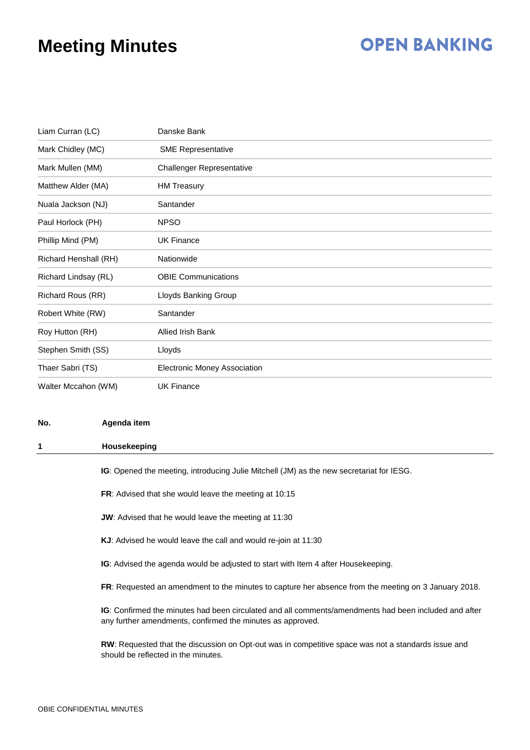# Meeting Minutes

| | |
|---|---|
| Liam Curran (LC) | Danske Bank |
| Mark Chidley (MC) | SME Representative |
| Mark Mullen (MM) | Challenger Representative |
| Matthew Alder (MA) | HM Treasury |
| Nuala Jackson (NJ) | Santander |
| Paul Horlock (PH) | NPSO |
| Phillip Mind (PM) | UK Finance |
| Richard Henshall (RH) | Nationwide |
| Richard Lindsay (RL) | OBIE Communications |
| Richard Rous (RR) | Lloyds Banking Group |
| Robert White (RW) | Santander |
| Roy Hutton (RH) | Allied Irish Bank |
| Stephen Smith (SS) | Lloyds |
| Thaer Sabri (TS) | Electronic Money Association |
| Walter Mccahon (WM) | UK Finance |

| No. | Agenda item |
|---|---|
| **1** | **Housekeeping** |

**IG**: Opened the meeting, introducing Julie Mitchell (JM) as the new secretariat for IESG.

**FR**: Advised that she would leave the meeting at 10:15

**JW**: Advised that he would leave the meeting at 11:30

**KJ**: Advised he would leave the call and would re-join at 11:30

**IG**: Advised the agenda would be adjusted to start with Item 4 after Housekeeping.

**FR**: Requested an amendment to the minutes to capture her absence from the meeting on 3 January 2018.

**IG**: Confirmed the minutes had been circulated and all comments/amendments had been included and after any further amendments, confirmed the minutes as approved.

**RW**: Requested that the discussion on Opt-out was in competitive space was not a standards issue and should be reflected in the minutes.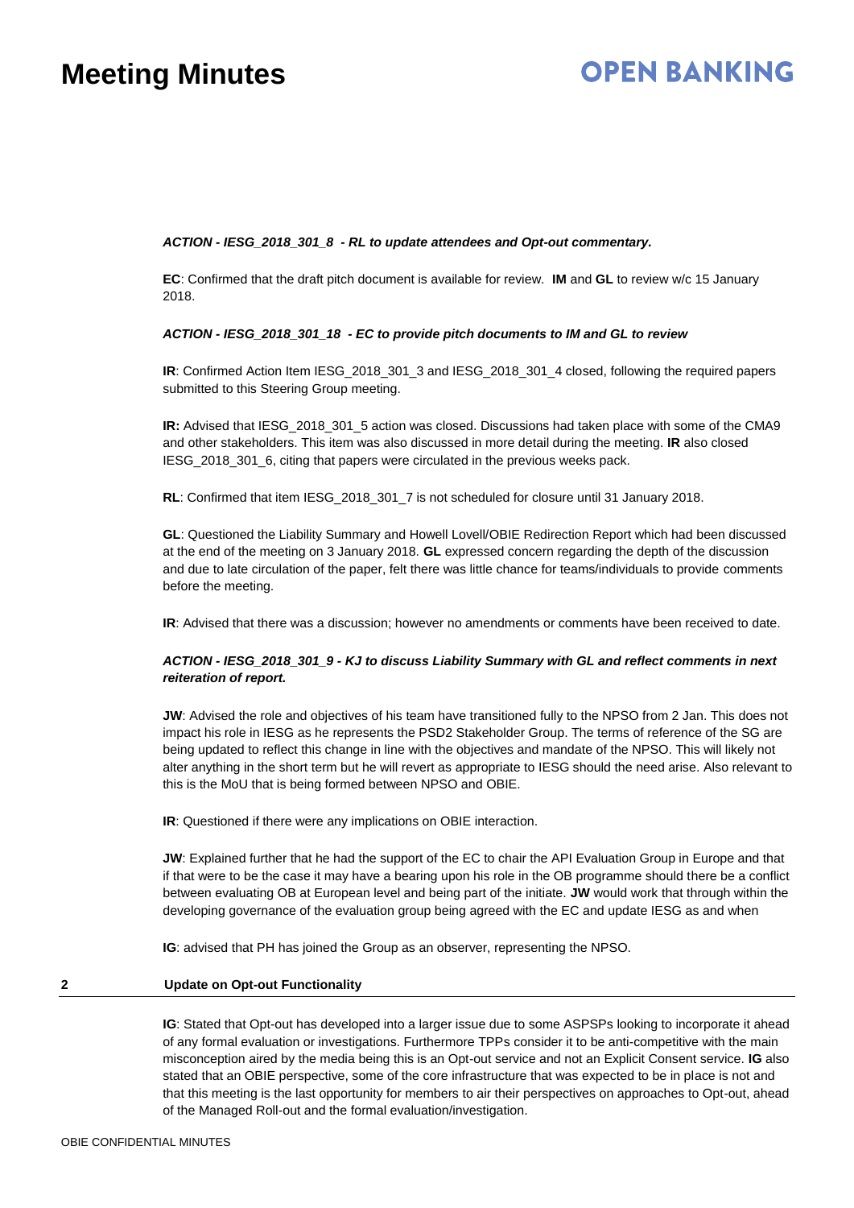***ACTION - IESG_2018_301_8 - RL to update attendees and Opt-out commentary.***

**EC**: Confirmed that the draft pitch document is available for review. **IM** and **GL** to review w/c 15 January 2018.

***ACTION - IESG_2018_301_18 - EC to provide pitch documents to IM and GL to review***

**IR**: Confirmed Action Item IESG_2018_301_3 and IESG_2018_301_4 closed, following the required papers submitted to this Steering Group meeting.

**IR:** Advised that IESG_2018_301_5 action was closed. Discussions had taken place with some of the CMA9 and other stakeholders. This item was also discussed in more detail during the meeting. **IR** also closed IESG_2018_301_6, citing that papers were circulated in the previous weeks pack.

**RL**: Confirmed that item IESG_2018_301_7 is not scheduled for closure until 31 January 2018.

**GL**: Questioned the Liability Summary and Howell Lovell/OBIE Redirection Report which had been discussed at the end of the meeting on 3 January 2018. **GL** expressed concern regarding the depth of the discussion and due to late circulation of the paper, felt there was little chance for teams/individuals to provide comments before the meeting.

**IR**: Advised that there was a discussion; however no amendments or comments have been received to date.

***ACTION - IESG_2018_301_9 - KJ to discuss Liability Summary with GL and reflect comments in next reiteration of report.***

**JW**: Advised the role and objectives of his team have transitioned fully to the NPSO from 2 Jan. This does not impact his role in IESG as he represents the PSD2 Stakeholder Group. The terms of reference of the SG are being updated to reflect this change in line with the objectives and mandate of the NPSO. This will likely not alter anything in the short term but he will revert as appropriate to IESG should the need arise. Also relevant to this is the MoU that is being formed between NPSO and OBIE.

**IR**: Questioned if there were any implications on OBIE interaction.

**JW**: Explained further that he had the support of the EC to chair the API Evaluation Group in Europe and that if that were to be the case it may have a bearing upon his role in the OB programme should there be a conflict between evaluating OB at European level and being part of the initiate. **JW** would work that through within the developing governance of the evaluation group being agreed with the EC and update IESG as and when

**IG**: advised that PH has joined the Group as an observer, representing the NPSO.

## 2 Update on Opt-out Functionality

**IG**: Stated that Opt-out has developed into a larger issue due to some ASPSPs looking to incorporate it ahead of any formal evaluation or investigations. Furthermore TPPs consider it to be anti-competitive with the main misconception aired by the media being this is an Opt-out service and not an Explicit Consent service. **IG** also stated that an OBIE perspective, some of the core infrastructure that was expected to be in place is not and that this meeting is the last opportunity for members to air their perspectives on approaches to Opt-out, ahead of the Managed Roll-out and the formal evaluation/investigation.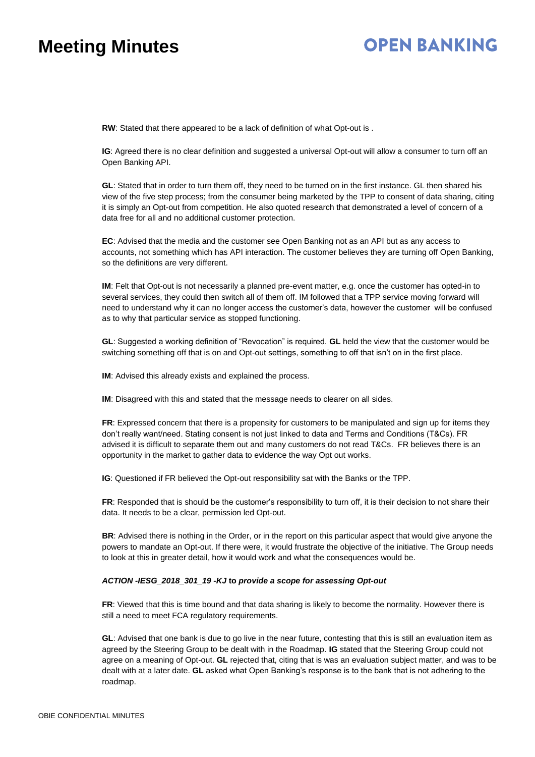**RW**: Stated that there appeared to be a lack of definition of what Opt-out is .

**IG**: Agreed there is no clear definition and suggested a universal Opt-out will allow a consumer to turn off an Open Banking API.

**GL**: Stated that in order to turn them off, they need to be turned on in the first instance. GL then shared his view of the five step process; from the consumer being marketed by the TPP to consent of data sharing, citing it is simply an Opt-out from competition. He also quoted research that demonstrated a level of concern of a data free for all and no additional customer protection.

**EC**: Advised that the media and the customer see Open Banking not as an API but as any access to accounts, not something which has API interaction. The customer believes they are turning off Open Banking, so the definitions are very different.

**IM**: Felt that Opt-out is not necessarily a planned pre-event matter, e.g. once the customer has opted-in to several services, they could then switch all of them off. IM followed that a TPP service moving forward will need to understand why it can no longer access the customer's data, however the customer will be confused as to why that particular service as stopped functioning.

**GL**: Suggested a working definition of "Revocation" is required. **GL** held the view that the customer would be switching something off that is on and Opt-out settings, something to off that isn't on in the first place.

**IM**: Advised this already exists and explained the process.

**IM**: Disagreed with this and stated that the message needs to clearer on all sides.

**FR**: Expressed concern that there is a propensity for customers to be manipulated and sign up for items they don't really want/need. Stating consent is not just linked to data and Terms and Conditions (T&Cs). FR advised it is difficult to separate them out and many customers do not read T&Cs. FR believes there is an opportunity in the market to gather data to evidence the way Opt out works.

**IG**: Questioned if FR believed the Opt-out responsibility sat with the Banks or the TPP.

**FR**: Responded that is should be the customer's responsibility to turn off, it is their decision to not share their data. It needs to be a clear, permission led Opt-out.

**BR**: Advised there is nothing in the Order, or in the report on this particular aspect that would give anyone the powers to mandate an Opt-out. If there were, it would frustrate the objective of the initiative. The Group needs to look at this in greater detail, how it would work and what the consequences would be.

***ACTION -IESG_2018_301_19 -KJ* to *provide a scope for assessing Opt-out***

**FR**: Viewed that this is time bound and that data sharing is likely to become the normality. However there is still a need to meet FCA regulatory requirements.

**GL**: Advised that one bank is due to go live in the near future, contesting that this is still an evaluation item as agreed by the Steering Group to be dealt with in the Roadmap. **IG** stated that the Steering Group could not agree on a meaning of Opt-out. **GL** rejected that, citing that is was an evaluation subject matter, and was to be dealt with at a later date. **GL** asked what Open Banking's response is to the bank that is not adhering to the roadmap.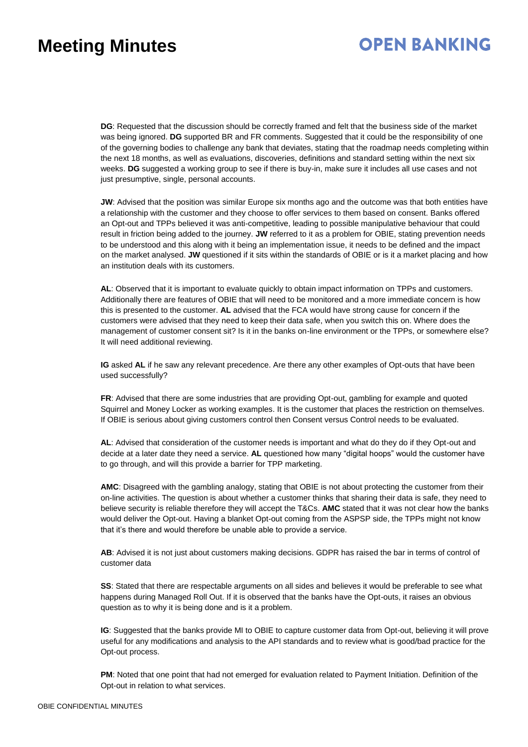**DG**: Requested that the discussion should be correctly framed and felt that the business side of the market was being ignored. **DG** supported BR and FR comments. Suggested that it could be the responsibility of one of the governing bodies to challenge any bank that deviates, stating that the roadmap needs completing within the next 18 months, as well as evaluations, discoveries, definitions and standard setting within the next six weeks. **DG** suggested a working group to see if there is buy-in, make sure it includes all use cases and not just presumptive, single, personal accounts.

**JW**: Advised that the position was similar Europe six months ago and the outcome was that both entities have a relationship with the customer and they choose to offer services to them based on consent. Banks offered an Opt-out and TPPs believed it was anti-competitive, leading to possible manipulative behaviour that could result in friction being added to the journey. **JW** referred to it as a problem for OBIE, stating prevention needs to be understood and this along with it being an implementation issue, it needs to be defined and the impact on the market analysed. **JW** questioned if it sits within the standards of OBIE or is it a market placing and how an institution deals with its customers.

**AL**: Observed that it is important to evaluate quickly to obtain impact information on TPPs and customers. Additionally there are features of OBIE that will need to be monitored and a more immediate concern is how this is presented to the customer. **AL** advised that the FCA would have strong cause for concern if the customers were advised that they need to keep their data safe, when you switch this on. Where does the management of customer consent sit? Is it in the banks on-line environment or the TPPs, or somewhere else? It will need additional reviewing.

**IG** asked **AL** if he saw any relevant precedence. Are there any other examples of Opt-outs that have been used successfully?

**FR**: Advised that there are some industries that are providing Opt-out, gambling for example and quoted Squirrel and Money Locker as working examples. It is the customer that places the restriction on themselves. If OBIE is serious about giving customers control then Consent versus Control needs to be evaluated.

**AL**: Advised that consideration of the customer needs is important and what do they do if they Opt-out and decide at a later date they need a service. **AL** questioned how many "digital hoops" would the customer have to go through, and will this provide a barrier for TPP marketing.

**AMC**: Disagreed with the gambling analogy, stating that OBIE is not about protecting the customer from their on-line activities. The question is about whether a customer thinks that sharing their data is safe, they need to believe security is reliable therefore they will accept the T&Cs. **AMC** stated that it was not clear how the banks would deliver the Opt-out. Having a blanket Opt-out coming from the ASPSP side, the TPPs might not know that it's there and would therefore be unable to provide a service.

**AB**: Advised it is not just about customers making decisions. GDPR has raised the bar in terms of control of customer data

**SS**: Stated that there are respectable arguments on all sides and believes it would be preferable to see what happens during Managed Roll Out. If it is observed that the banks have the Opt-outs, it raises an obvious question as to why it is being done and is it a problem.

**IG**: Suggested that the banks provide MI to OBIE to capture customer data from Opt-out, believing it will prove useful for any modifications and analysis to the API standards and to review what is good/bad practice for the Opt-out process.

**PM**: Noted that one point that had not emerged for evaluation related to Payment Initiation. Definition of the Opt-out in relation to what services.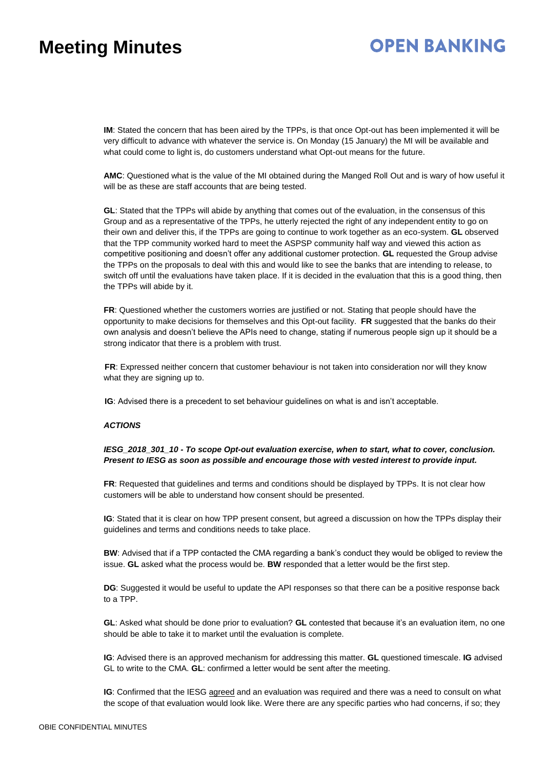**IM**: Stated the concern that has been aired by the TPPs, is that once Opt-out has been implemented it will be very difficult to advance with whatever the service is. On Monday (15 January) the MI will be available and what could come to light is, do customers understand what Opt-out means for the future.

**AMC**: Questioned what is the value of the MI obtained during the Manged Roll Out and is wary of how useful it will be as these are staff accounts that are being tested.

**GL**: Stated that the TPPs will abide by anything that comes out of the evaluation, in the consensus of this Group and as a representative of the TPPs, he utterly rejected the right of any independent entity to go on their own and deliver this, if the TPPs are going to continue to work together as an eco-system. **GL** observed that the TPP community worked hard to meet the ASPSP community half way and viewed this action as competitive positioning and doesn't offer any additional customer protection. **GL** requested the Group advise the TPPs on the proposals to deal with this and would like to see the banks that are intending to release, to switch off until the evaluations have taken place. If it is decided in the evaluation that this is a good thing, then the TPPs will abide by it.

**FR**: Questioned whether the customers worries are justified or not. Stating that people should have the opportunity to make decisions for themselves and this Opt-out facility. **FR** suggested that the banks do their own analysis and doesn't believe the APIs need to change, stating if numerous people sign up it should be a strong indicator that there is a problem with trust.

**FR**: Expressed neither concern that customer behaviour is not taken into consideration nor will they know what they are signing up to.

**IG**: Advised there is a precedent to set behaviour guidelines on what is and isn't acceptable.

***ACTIONS***

***IESG_2018_301_10 - To scope Opt-out evaluation exercise, when to start, what to cover, conclusion. Present to IESG as soon as possible and encourage those with vested interest to provide input.***

**FR**: Requested that guidelines and terms and conditions should be displayed by TPPs. It is not clear how customers will be able to understand how consent should be presented.

**IG**: Stated that it is clear on how TPP present consent, but agreed a discussion on how the TPPs display their guidelines and terms and conditions needs to take place.

**BW**: Advised that if a TPP contacted the CMA regarding a bank's conduct they would be obliged to review the issue. **GL** asked what the process would be. **BW** responded that a letter would be the first step.

**DG**: Suggested it would be useful to update the API responses so that there can be a positive response back to a TPP.

**GL**: Asked what should be done prior to evaluation? **GL** contested that because it's an evaluation item, no one should be able to take it to market until the evaluation is complete.

**IG**: Advised there is an approved mechanism for addressing this matter. **GL** questioned timescale. **IG** advised GL to write to the CMA. **GL**: confirmed a letter would be sent after the meeting.

**IG**: Confirmed that the IESG agreed and an evaluation was required and there was a need to consult on what the scope of that evaluation would look like. Were there are any specific parties who had concerns, if so; they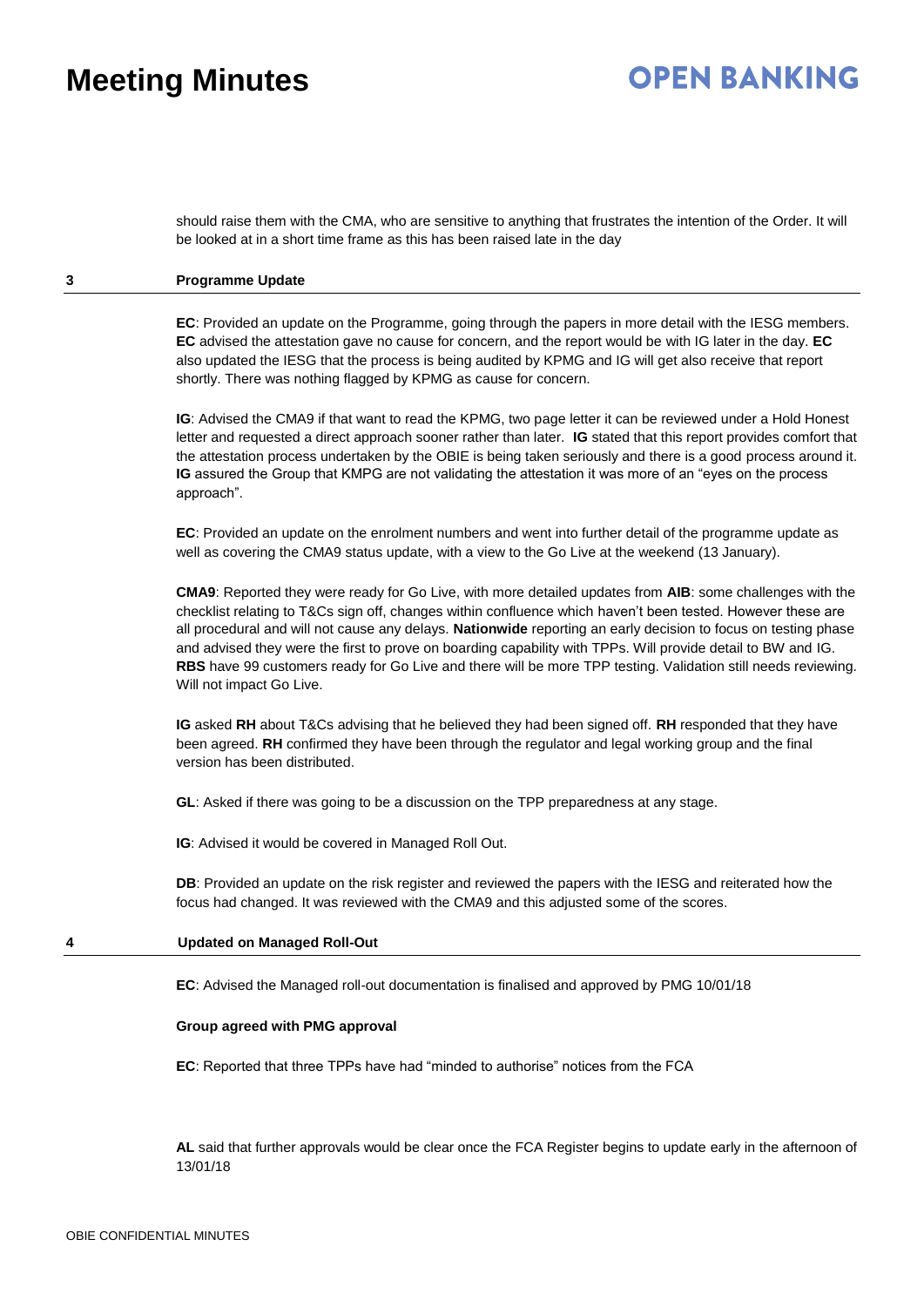should raise them with the CMA, who are sensitive to anything that frustrates the intention of the Order. It will be looked at in a short time frame as this has been raised late in the day

## 3 Programme Update

**EC**: Provided an update on the Programme, going through the papers in more detail with the IESG members. **EC** advised the attestation gave no cause for concern, and the report would be with IG later in the day. **EC** also updated the IESG that the process is being audited by KPMG and IG will get also receive that report shortly. There was nothing flagged by KPMG as cause for concern.

**IG**: Advised the CMA9 if that want to read the KPMG, two page letter it can be reviewed under a Hold Honest letter and requested a direct approach sooner rather than later. **IG** stated that this report provides comfort that the attestation process undertaken by the OBIE is being taken seriously and there is a good process around it. **IG** assured the Group that KMPG are not validating the attestation it was more of an "eyes on the process approach".

**EC**: Provided an update on the enrolment numbers and went into further detail of the programme update as well as covering the CMA9 status update, with a view to the Go Live at the weekend (13 January).

**CMA9**: Reported they were ready for Go Live, with more detailed updates from **AIB**: some challenges with the checklist relating to T&Cs sign off, changes within confluence which haven't been tested. However these are all procedural and will not cause any delays. **Nationwide** reporting an early decision to focus on testing phase and advised they were the first to prove on boarding capability with TPPs. Will provide detail to BW and IG. **RBS** have 99 customers ready for Go Live and there will be more TPP testing. Validation still needs reviewing. Will not impact Go Live.

**IG** asked **RH** about T&Cs advising that he believed they had been signed off. **RH** responded that they have been agreed. **RH** confirmed they have been through the regulator and legal working group and the final version has been distributed.

**GL**: Asked if there was going to be a discussion on the TPP preparedness at any stage.

**IG**: Advised it would be covered in Managed Roll Out.

**DB**: Provided an update on the risk register and reviewed the papers with the IESG and reiterated how the focus had changed. It was reviewed with the CMA9 and this adjusted some of the scores.

## 4 Updated on Managed Roll-Out

**EC**: Advised the Managed roll-out documentation is finalised and approved by PMG 10/01/18

**Group agreed with PMG approval**

**EC**: Reported that three TPPs have had "minded to authorise" notices from the FCA

**AL** said that further approvals would be clear once the FCA Register begins to update early in the afternoon of 13/01/18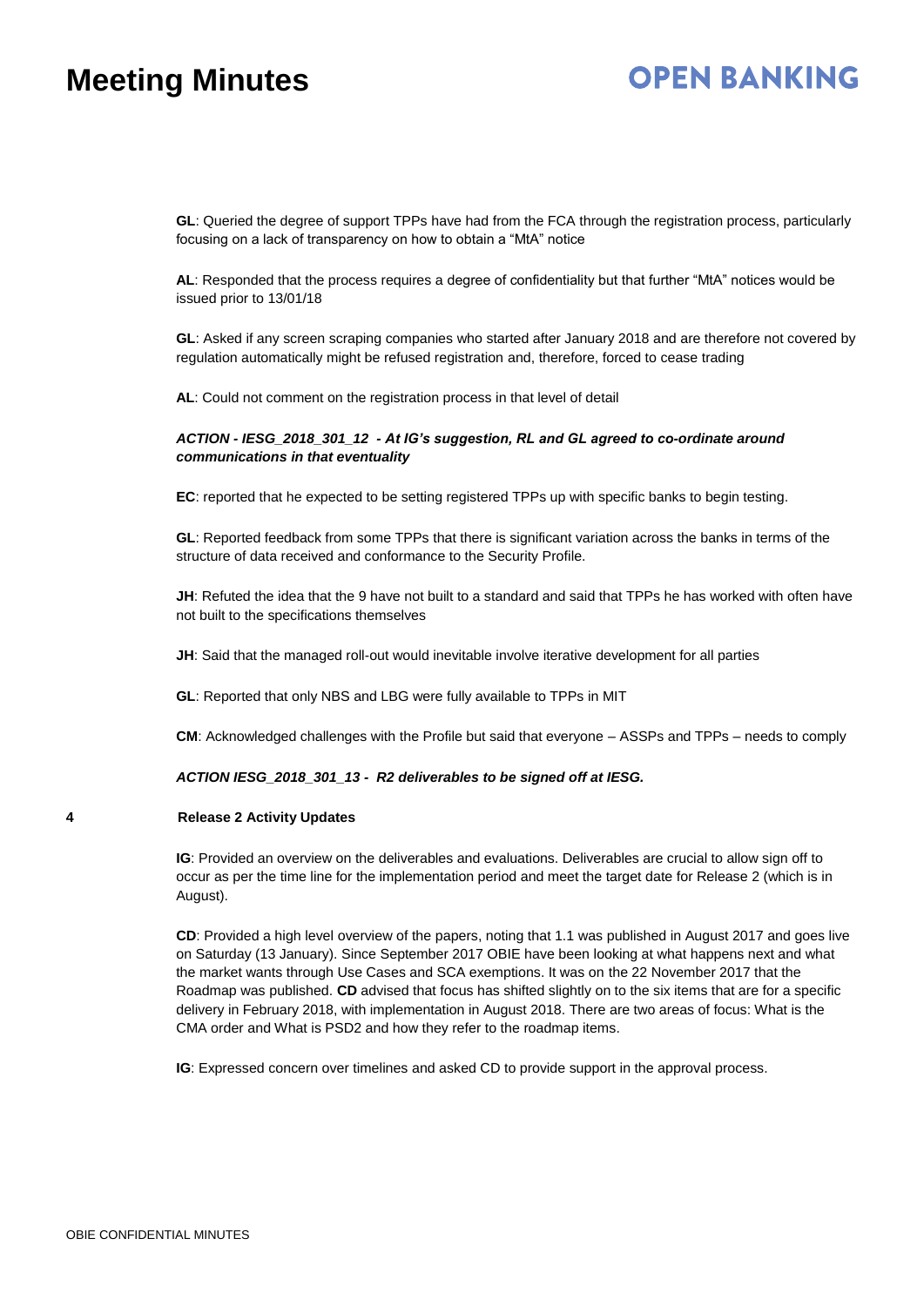**GL**: Queried the degree of support TPPs have had from the FCA through the registration process, particularly focusing on a lack of transparency on how to obtain a "MtA" notice

**AL**: Responded that the process requires a degree of confidentiality but that further "MtA" notices would be issued prior to 13/01/18

**GL**: Asked if any screen scraping companies who started after January 2018 and are therefore not covered by regulation automatically might be refused registration and, therefore, forced to cease trading

**AL**: Could not comment on the registration process in that level of detail

***ACTION - IESG_2018_301_12 - At IG's suggestion, RL and GL agreed to co-ordinate around communications in that eventuality***

**EC**: reported that he expected to be setting registered TPPs up with specific banks to begin testing.

**GL**: Reported feedback from some TPPs that there is significant variation across the banks in terms of the structure of data received and conformance to the Security Profile.

**JH**: Refuted the idea that the 9 have not built to a standard and said that TPPs he has worked with often have not built to the specifications themselves

**JH**: Said that the managed roll-out would inevitable involve iterative development for all parties

**GL**: Reported that only NBS and LBG were fully available to TPPs in MIT

**CM**: Acknowledged challenges with the Profile but said that everyone – ASSPs and TPPs – needs to comply

***ACTION IESG_2018_301_13 - R2 deliverables to be signed off at IESG.***

## 4 Release 2 Activity Updates

**IG**: Provided an overview on the deliverables and evaluations. Deliverables are crucial to allow sign off to occur as per the time line for the implementation period and meet the target date for Release 2 (which is in August).

**CD**: Provided a high level overview of the papers, noting that 1.1 was published in August 2017 and goes live on Saturday (13 January). Since September 2017 OBIE have been looking at what happens next and what the market wants through Use Cases and SCA exemptions. It was on the 22 November 2017 that the Roadmap was published. **CD** advised that focus has shifted slightly on to the six items that are for a specific delivery in February 2018, with implementation in August 2018. There are two areas of focus: What is the CMA order and What is PSD2 and how they refer to the roadmap items.

**IG**: Expressed concern over timelines and asked CD to provide support in the approval process.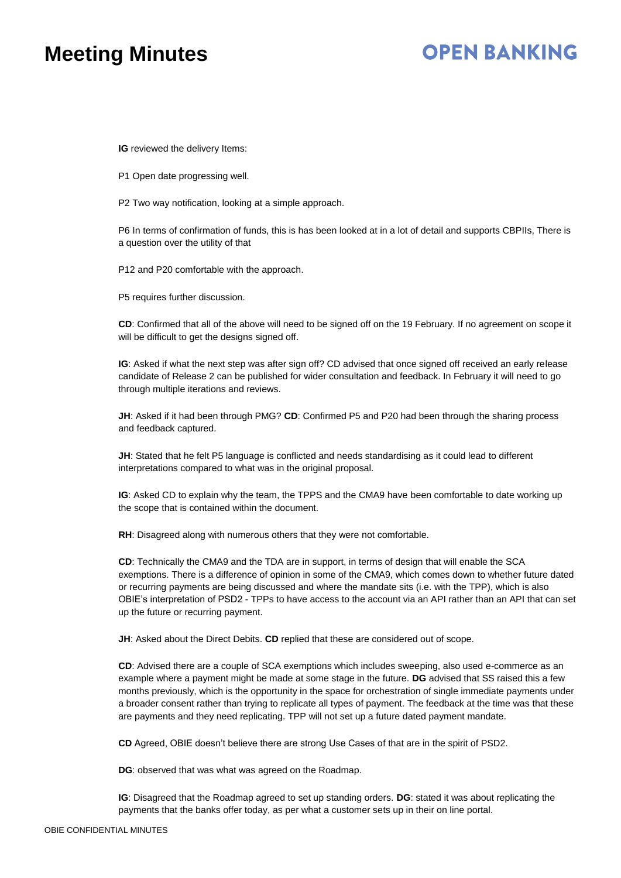**IG** reviewed the delivery Items:

P1 Open date progressing well.

P2 Two way notification, looking at a simple approach.

P6 In terms of confirmation of funds, this is has been looked at in a lot of detail and supports CBPIIs, There is a question over the utility of that

P12 and P20 comfortable with the approach.

P5 requires further discussion.

**CD**: Confirmed that all of the above will need to be signed off on the 19 February. If no agreement on scope it will be difficult to get the designs signed off.

**IG**: Asked if what the next step was after sign off? CD advised that once signed off received an early release candidate of Release 2 can be published for wider consultation and feedback. In February it will need to go through multiple iterations and reviews.

**JH**: Asked if it had been through PMG? **CD**: Confirmed P5 and P20 had been through the sharing process and feedback captured.

**JH**: Stated that he felt P5 language is conflicted and needs standardising as it could lead to different interpretations compared to what was in the original proposal.

**IG**: Asked CD to explain why the team, the TPPS and the CMA9 have been comfortable to date working up the scope that is contained within the document.

**RH**: Disagreed along with numerous others that they were not comfortable.

**CD**: Technically the CMA9 and the TDA are in support, in terms of design that will enable the SCA exemptions. There is a difference of opinion in some of the CMA9, which comes down to whether future dated or recurring payments are being discussed and where the mandate sits (i.e. with the TPP), which is also OBIE's interpretation of PSD2 - TPPs to have access to the account via an API rather than an API that can set up the future or recurring payment.

**JH**: Asked about the Direct Debits. **CD** replied that these are considered out of scope.

**CD**: Advised there are a couple of SCA exemptions which includes sweeping, also used e-commerce as an example where a payment might be made at some stage in the future. **DG** advised that SS raised this a few months previously, which is the opportunity in the space for orchestration of single immediate payments under a broader consent rather than trying to replicate all types of payment. The feedback at the time was that these are payments and they need replicating. TPP will not set up a future dated payment mandate.

**CD** Agreed, OBIE doesn't believe there are strong Use Cases of that are in the spirit of PSD2.

**DG**: observed that was what was agreed on the Roadmap.

**IG**: Disagreed that the Roadmap agreed to set up standing orders. **DG**: stated it was about replicating the payments that the banks offer today, as per what a customer sets up in their on line portal.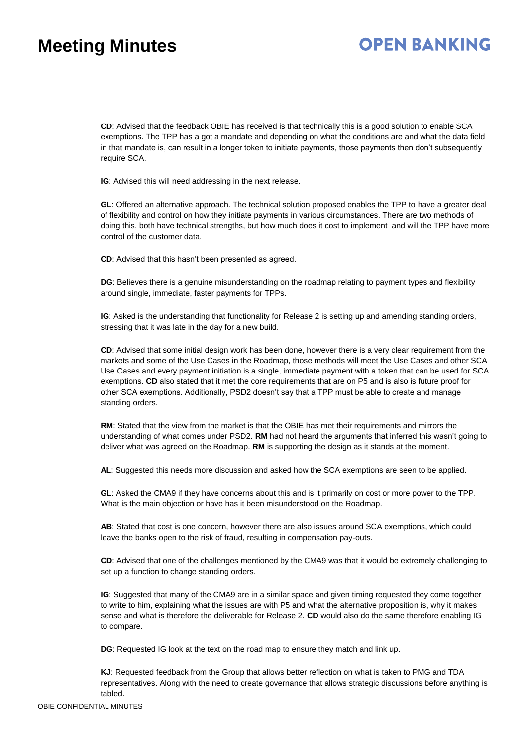**CD**: Advised that the feedback OBIE has received is that technically this is a good solution to enable SCA exemptions. The TPP has a got a mandate and depending on what the conditions are and what the data field in that mandate is, can result in a longer token to initiate payments, those payments then don't subsequently require SCA.

**IG**: Advised this will need addressing in the next release.

**GL**: Offered an alternative approach. The technical solution proposed enables the TPP to have a greater deal of flexibility and control on how they initiate payments in various circumstances. There are two methods of doing this, both have technical strengths, but how much does it cost to implement and will the TPP have more control of the customer data.

**CD**: Advised that this hasn't been presented as agreed.

**DG**: Believes there is a genuine misunderstanding on the roadmap relating to payment types and flexibility around single, immediate, faster payments for TPPs.

**IG**: Asked is the understanding that functionality for Release 2 is setting up and amending standing orders, stressing that it was late in the day for a new build.

**CD**: Advised that some initial design work has been done, however there is a very clear requirement from the markets and some of the Use Cases in the Roadmap, those methods will meet the Use Cases and other SCA Use Cases and every payment initiation is a single, immediate payment with a token that can be used for SCA exemptions. **CD** also stated that it met the core requirements that are on P5 and is also is future proof for other SCA exemptions. Additionally, PSD2 doesn't say that a TPP must be able to create and manage standing orders.

**RM**: Stated that the view from the market is that the OBIE has met their requirements and mirrors the understanding of what comes under PSD2. **RM** had not heard the arguments that inferred this wasn't going to deliver what was agreed on the Roadmap. **RM** is supporting the design as it stands at the moment.

**AL**: Suggested this needs more discussion and asked how the SCA exemptions are seen to be applied.

**GL**: Asked the CMA9 if they have concerns about this and is it primarily on cost or more power to the TPP. What is the main objection or have has it been misunderstood on the Roadmap.

**AB**: Stated that cost is one concern, however there are also issues around SCA exemptions, which could leave the banks open to the risk of fraud, resulting in compensation pay-outs.

**CD**: Advised that one of the challenges mentioned by the CMA9 was that it would be extremely challenging to set up a function to change standing orders.

**IG**: Suggested that many of the CMA9 are in a similar space and given timing requested they come together to write to him, explaining what the issues are with P5 and what the alternative proposition is, why it makes sense and what is therefore the deliverable for Release 2. **CD** would also do the same therefore enabling IG to compare.

**DG**: Requested IG look at the text on the road map to ensure they match and link up.

**KJ**: Requested feedback from the Group that allows better reflection on what is taken to PMG and TDA representatives. Along with the need to create governance that allows strategic discussions before anything is tabled.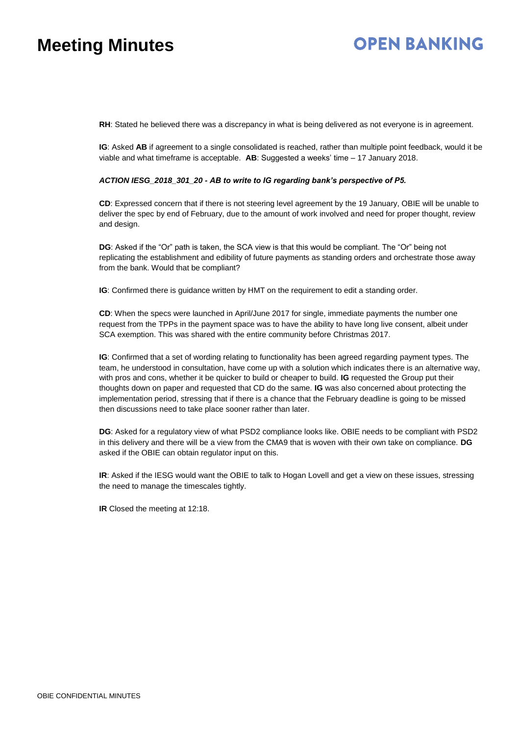**RH**: Stated he believed there was a discrepancy in what is being delivered as not everyone is in agreement.

**IG**: Asked **AB** if agreement to a single consolidated is reached, rather than multiple point feedback, would it be viable and what timeframe is acceptable. **AB**: Suggested a weeks' time – 17 January 2018.

***ACTION IESG_2018_301_20 - AB to write to IG regarding bank's perspective of P5.***

**CD**: Expressed concern that if there is not steering level agreement by the 19 January, OBIE will be unable to deliver the spec by end of February, due to the amount of work involved and need for proper thought, review and design.

**DG**: Asked if the "Or" path is taken, the SCA view is that this would be compliant. The "Or" being not replicating the establishment and edibility of future payments as standing orders and orchestrate those away from the bank. Would that be compliant?

**IG**: Confirmed there is guidance written by HMT on the requirement to edit a standing order.

**CD**: When the specs were launched in April/June 2017 for single, immediate payments the number one request from the TPPs in the payment space was to have the ability to have long live consent, albeit under SCA exemption. This was shared with the entire community before Christmas 2017.

**IG**: Confirmed that a set of wording relating to functionality has been agreed regarding payment types. The team, he understood in consultation, have come up with a solution which indicates there is an alternative way, with pros and cons, whether it be quicker to build or cheaper to build. **IG** requested the Group put their thoughts down on paper and requested that CD do the same. **IG** was also concerned about protecting the implementation period, stressing that if there is a chance that the February deadline is going to be missed then discussions need to take place sooner rather than later.

**DG**: Asked for a regulatory view of what PSD2 compliance looks like. OBIE needs to be compliant with PSD2 in this delivery and there will be a view from the CMA9 that is woven with their own take on compliance. **DG** asked if the OBIE can obtain regulator input on this.

**IR**: Asked if the IESG would want the OBIE to talk to Hogan Lovell and get a view on these issues, stressing the need to manage the timescales tightly.

**IR** Closed the meeting at 12:18.

OBIE CONFIDENTIAL MINUTES